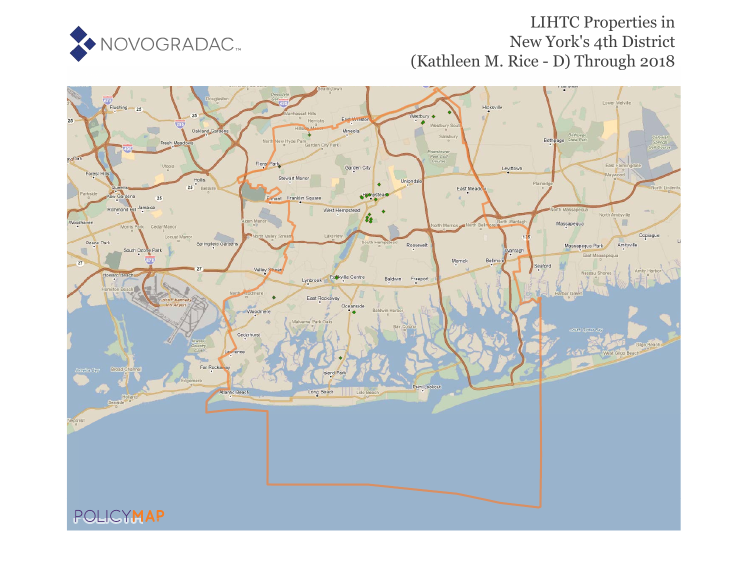# LIHTC Properties in New York's 4th District (Kathleen M. Rice - D) Through 2018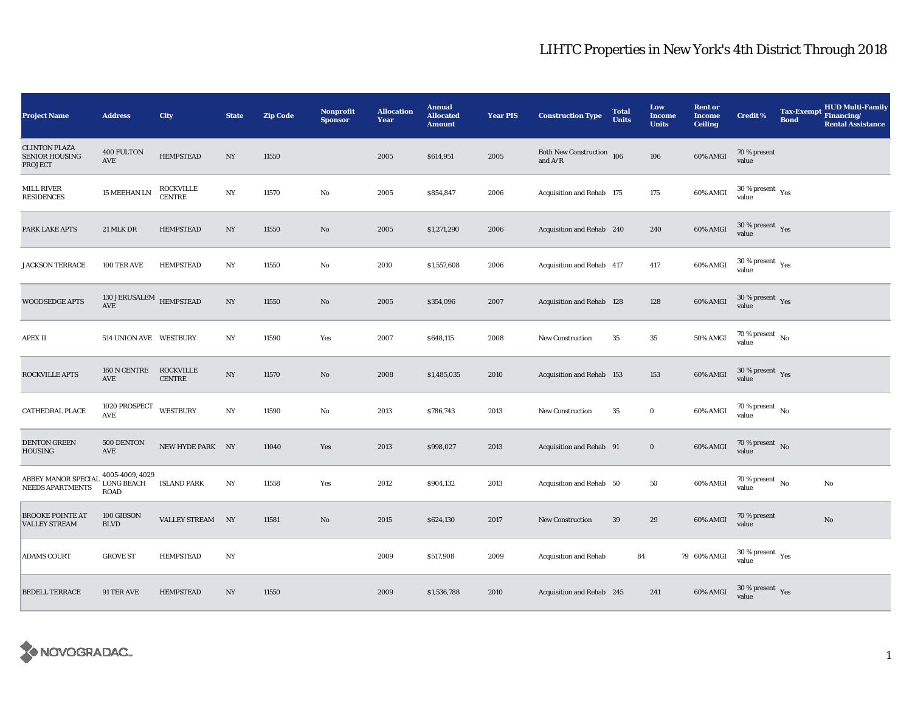# LIHTC Properties in New York's 4th District Through 2018

| Project Name | Address | City | State | Zip Code | Nonprofit Sponsor | Allocation Year | Annual Allocated Amount | Year PIS | Construction Type | Total Units | Low Income Units | Rent or Income Ceiling | Credit % | Tax-Exempt Bond | HUD Multi-Family Financing/ Rental Assistance |
|---|---|---|---|---|---|---|---|---|---|---|---|---|---|---|---|
| CLINTON PLAZA SENIOR HOUSING PROJECT | 400 FULTON AVE | HEMPSTEAD | NY | 11550 | | 2005 | $614,951 | 2005 | Both New Construction and A/R | 106 | 106 | 60% AMGI | 70 % present value | | |
| MILL RIVER RESIDENCES | 15 MEEHAN LN | ROCKVILLE CENTRE | NY | 11570 | No | 2005 | $854,847 | 2006 | Acquisition and Rehab | 175 | 175 | 60% AMGI | 30 % present value | Yes | |
| PARK LAKE APTS | 21 MLK DR | HEMPSTEAD | NY | 11550 | No | 2005 | $1,271,290 | 2006 | Acquisition and Rehab | 240 | 240 | 60% AMGI | 30 % present value | Yes | |
| JACKSON TERRACE | 100 TER AVE | HEMPSTEAD | NY | 11550 | No | 2010 | $1,557,608 | 2006 | Acquisition and Rehab | 417 | 417 | 60% AMGI | 30 % present value | Yes | |
| WOODSEDGE APTS | 130 JERUSALEM AVE | HEMPSTEAD | NY | 11550 | No | 2005 | $354,096 | 2007 | Acquisition and Rehab | 128 | 128 | 60% AMGI | 30 % present value | Yes | |
| APEX II | 514 UNION AVE | WESTBURY | NY | 11590 | Yes | 2007 | $648,115 | 2008 | New Construction | 35 | 35 | 50% AMGI | 70 % present value | No | |
| ROCKVILLE APTS | 160 N CENTRE AVE | ROCKVILLE CENTRE | NY | 11570 | No | 2008 | $1,485,035 | 2010 | Acquisition and Rehab | 153 | 153 | 60% AMGI | 30 % present value | Yes | |
| CATHEDRAL PLACE | 1020 PROSPECT AVE | WESTBURY | NY | 11590 | No | 2013 | $786,743 | 2013 | New Construction | 35 | 0 | 60% AMGI | 70 % present value | No | |
| DENTON GREEN HOUSING | 500 DENTON AVE | NEW HYDE PARK | NY | 11040 | Yes | 2013 | $998,027 | 2013 | Acquisition and Rehab | 91 | 0 | 60% AMGI | 70 % present value | No | |
| ABBEY MANOR SPECIAL NEEDS APARTMENTS | 4005-4009, 4029 LONG BEACH ROAD | ISLAND PARK | NY | 11558 | Yes | 2012 | $904,132 | 2013 | Acquisition and Rehab | 50 | 50 | 60% AMGI | 70 % present value | No | No |
| BROOKE POINTE AT VALLEY STREAM | 100 GIBSON BLVD | VALLEY STREAM | NY | 11581 | No | 2015 | $624,130 | 2017 | New Construction | 39 | 29 | 60% AMGI | 70 % present value | | No |
| ADAMS COURT | GROVE ST | HEMPSTEAD | NY | | | 2009 | $517,908 | 2009 | Acquisition and Rehab | 84 | 79 | 60% AMGI | 30 % present value | Yes | |
| BEDELL TERRACE | 91 TER AVE | HEMPSTEAD | NY | 11550 | | 2009 | $1,536,788 | 2010 | Acquisition and Rehab | 245 | 241 | 60% AMGI | 30 % present value | Yes | |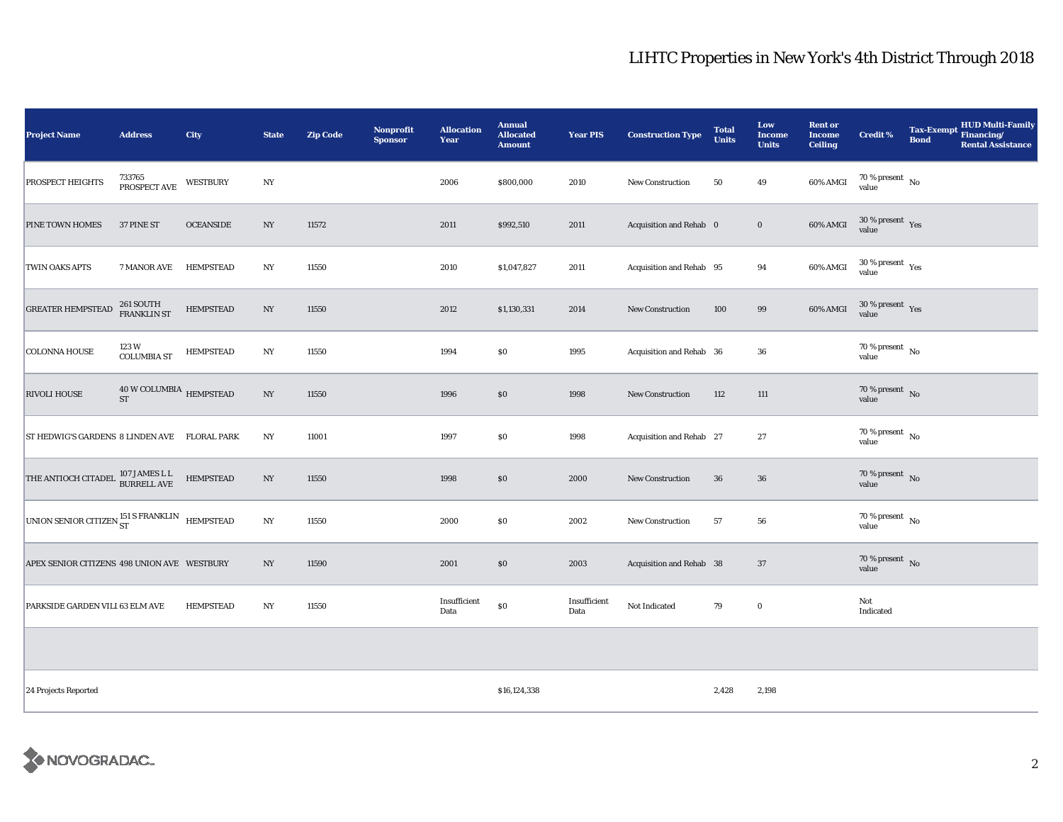# LIHTC Properties in New York's 4th District Through 2018

| Project Name | Address | City | State | Zip Code | Nonprofit Sponsor | Allocation Year | Annual Allocated Amount | Year PIS | Construction Type | Total Units | Low Income Units | Rent or Income Ceiling | Credit % | Tax-Exempt Bond | HUD Multi-Family Financing/ Rental Assistance |
|---|---|---|---|---|---|---|---|---|---|---|---|---|---|---|---|
| PROSPECT HEIGHTS | 733765 PROSPECT AVE | WESTBURY | NY | | | 2006 | $800,000 | 2010 | New Construction | 50 | 49 | 60% AMGI | 70 % present value | No | |
| PINE TOWN HOMES | 37 PINE ST | OCEANSIDE | NY | 11572 | | 2011 | $992,510 | 2011 | Acquisition and Rehab | 0 | 0 | 60% AMGI | 30 % present value | Yes | |
| TWIN OAKS APTS | 7 MANOR AVE | HEMPSTEAD | NY | 11550 | | 2010 | $1,047,827 | 2011 | Acquisition and Rehab | 95 | 94 | 60% AMGI | 30 % present value | Yes | |
| GREATER HEMPSTEAD | 261 SOUTH FRANKLIN ST | HEMPSTEAD | NY | 11550 | | 2012 | $1,130,331 | 2014 | New Construction | 100 | 99 | 60% AMGI | 30 % present value | Yes | |
| COLONNA HOUSE | 123 W COLUMBIA ST | HEMPSTEAD | NY | 11550 | | 1994 | $0 | 1995 | Acquisition and Rehab | 36 | 36 | | 70 % present value | No | |
| RIVOLI HOUSE | 40 W COLUMBIA ST | HEMPSTEAD | NY | 11550 | | 1996 | $0 | 1998 | New Construction | 112 | 111 | | 70 % present value | No | |
| ST HEDWIG'S GARDENS | 8 LINDEN AVE | FLORAL PARK | NY | 11001 | | 1997 | $0 | 1998 | Acquisition and Rehab | 27 | 27 | | 70 % present value | No | |
| THE ANTIOCH CITADEL | 107 JAMES L L BURRELL AVE | HEMPSTEAD | NY | 11550 | | 1998 | $0 | 2000 | New Construction | 36 | 36 | | 70 % present value | No | |
| UNION SENIOR CITIZEN | 151 S FRANKLIN ST | HEMPSTEAD | NY | 11550 | | 2000 | $0 | 2002 | New Construction | 57 | 56 | | 70 % present value | No | |
| APEX SENIOR CITIZENS | 498 UNION AVE | WESTBURY | NY | 11590 | | 2001 | $0 | 2003 | Acquisition and Rehab | 38 | 37 | | 70 % present value | No | |
| PARKSIDE GARDEN VILI | 63 ELM AVE | HEMPSTEAD | NY | 11550 | | Insufficient Data | $0 | Insufficient Data | Not Indicated | 79 | 0 | | Not Indicated | | |
| | | | | | | | | | | | | | | | |
| 24 Projects Reported | | | | | | | $16,124,338 | | | 2,428 | 2,198 | | | | |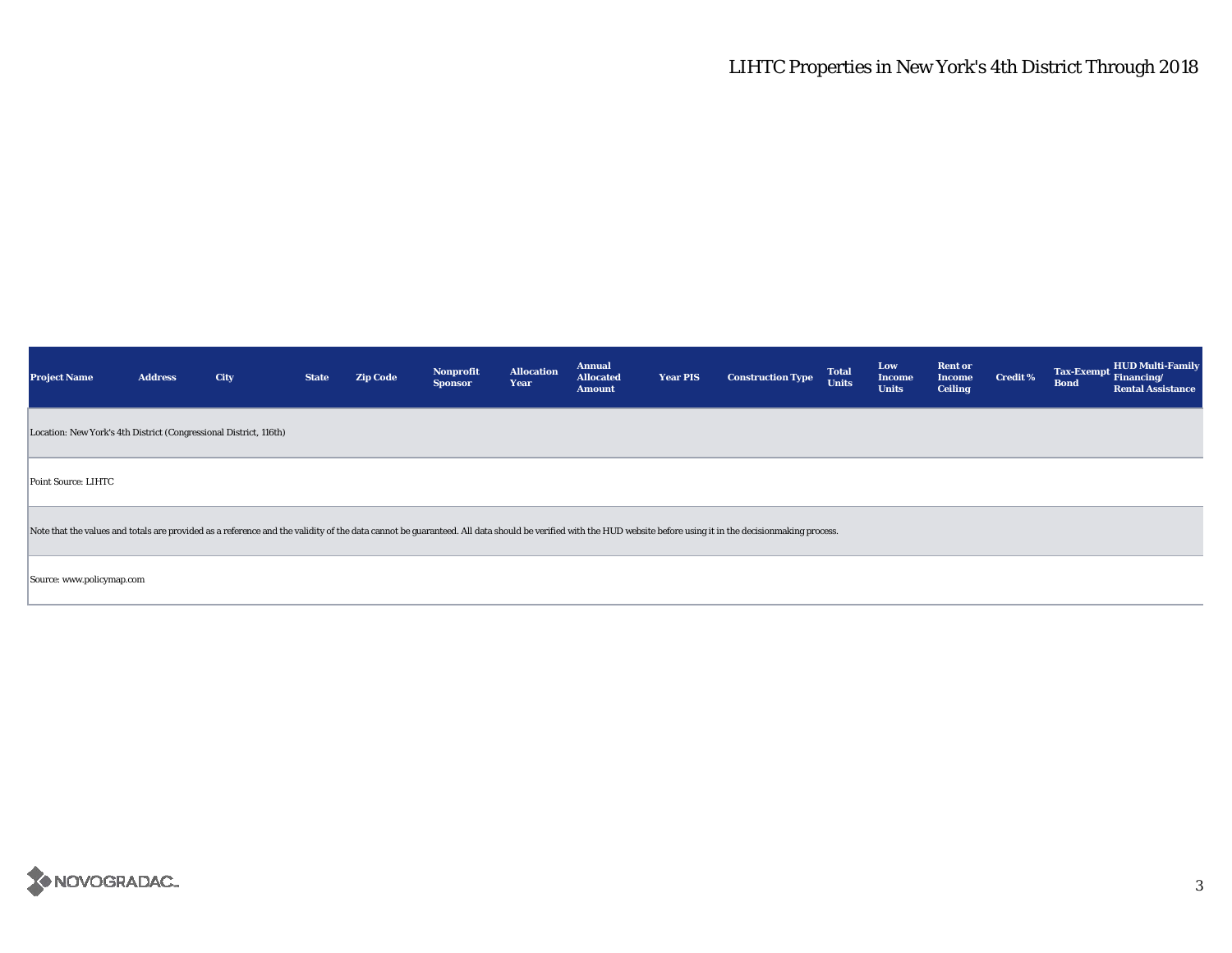# LIHTC Properties in New York's 4th District Through 2018

| Project Name | Address | City | State | Zip Code | Nonprofit Sponsor | Allocation Year | Annual Allocated Amount | Year PIS | Construction Type | Total Units | Low Income Units | Rent or Income Ceiling | Credit % | Tax-Exempt Bond | HUD Multi-Family Financing/ Rental Assistance |
|---|---|---|---|---|---|---|---|---|---|---|---|---|---|---|---|
| Location: New York's 4th District (Congressional District, 116th) | | | | | | | | | | | | | | | |
| Point Source: LIHTC | | | | | | | | | | | | | | | |
| Note that the values and totals are provided as a reference and the validity of the data cannot be guaranteed. All data should be verified with the HUD website before using it in the decisionmaking process. | | | | | | | | | | | | | | | |
| Source: www.policymap.com | | | | | | | | | | | | | | | |